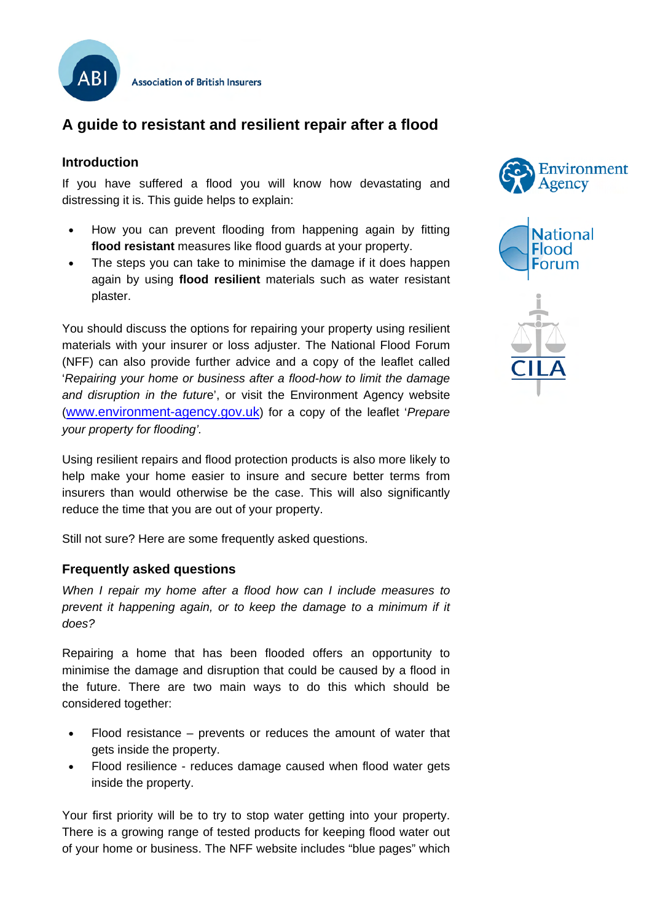Association of British Insurers

# A guide to resistant and resilient repair after a flood

## Introduction

If you have suffered a flood you will know how devastating and distressing it is. This guide helps to explain:

- How you can prevent flooding from happening again by fitting **flood resistant** measures like flood guards at your property.
- The steps you can take to minimise the damage if it does happen again by using **flood resilient** materials such as water resistant plaster.

You should discuss the options for repairing your property using resilient materials with your insurer or loss adjuster. The National Flood Forum (NFF) can also provide further advice and a copy of the leaflet called '*Repairing your home or business after a flood-how to limit the damage and disruption in the future*', or visit the Environment Agency website (www.environment-agency.gov.uk) for a copy of the leaflet '*Prepare your property for flooding'.*

Using resilient repairs and flood protection products is also more likely to help make your home easier to insure and secure better terms from insurers than would otherwise be the case. This will also significantly reduce the time that you are out of your property.

Still not sure? Here are some frequently asked questions.

## Frequently asked questions

*When I repair my home after a flood how can I include measures to prevent it happening again, or to keep the damage to a minimum if it does?*

Repairing a home that has been flooded offers an opportunity to minimise the damage and disruption that could be caused by a flood in the future. There are two main ways to do this which should be considered together:

- Flood resistance – prevents or reduces the amount of water that gets inside the property.
- Flood resilience - reduces damage caused when flood water gets inside the property.

Your first priority will be to try to stop water getting into your property. There is a growing range of tested products for keeping flood water out of your home or business. The NFF website includes "blue pages" which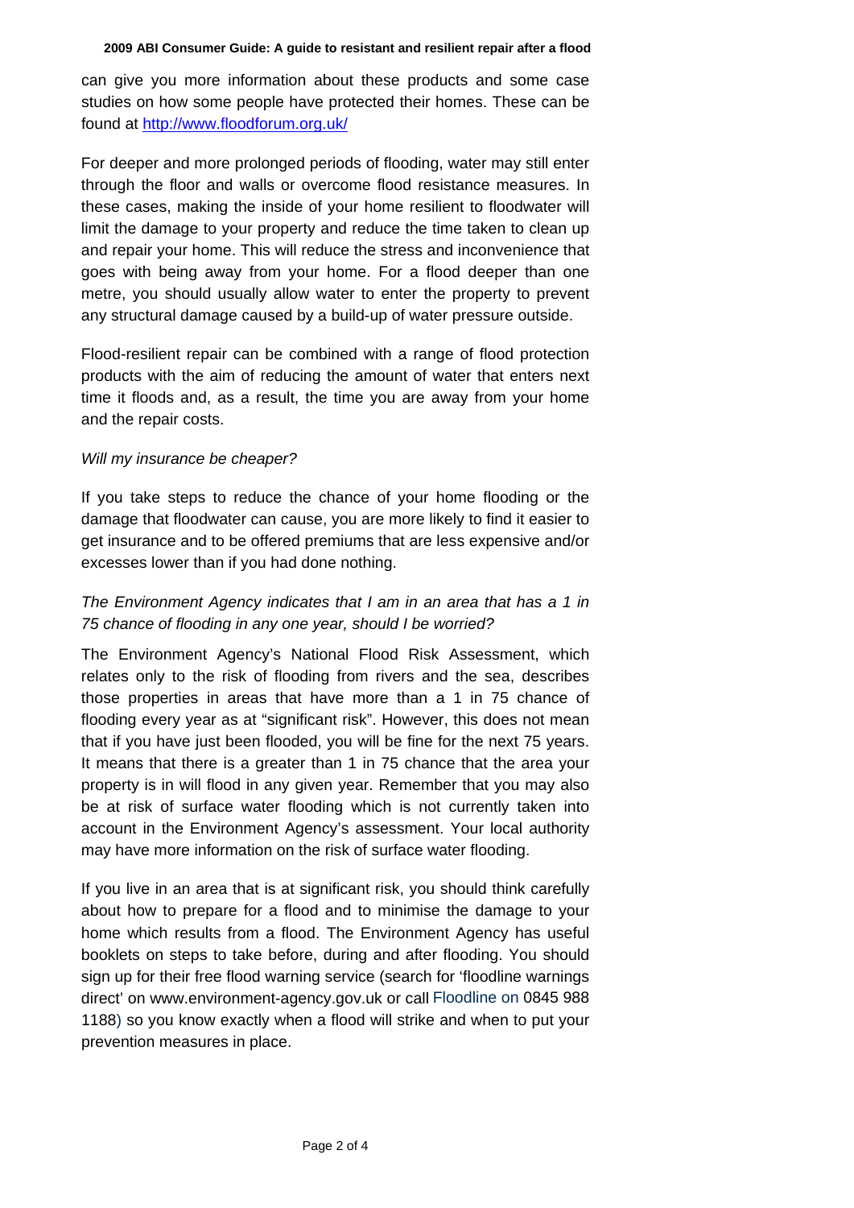can give you more information about these products and some case studies on how some people have protected their homes. These can be found at http://www.floodforum.org.uk/

For deeper and more prolonged periods of flooding, water may still enter through the floor and walls or overcome flood resistance measures. In these cases, making the inside of your home resilient to floodwater will limit the damage to your property and reduce the time taken to clean up and repair your home. This will reduce the stress and inconvenience that goes with being away from your home. For a flood deeper than one metre, you should usually allow water to enter the property to prevent any structural damage caused by a build-up of water pressure outside.

Flood-resilient repair can be combined with a range of flood protection products with the aim of reducing the amount of water that enters next time it floods and, as a result, the time you are away from your home and the repair costs.

*Will my insurance be cheaper?*

If you take steps to reduce the chance of your home flooding or the damage that floodwater can cause, you are more likely to find it easier to get insurance and to be offered premiums that are less expensive and/or excesses lower than if you had done nothing.

*The Environment Agency indicates that I am in an area that has a 1 in 75 chance of flooding in any one year, should I be worried?*

The Environment Agency's National Flood Risk Assessment, which relates only to the risk of flooding from rivers and the sea, describes those properties in areas that have more than a 1 in 75 chance of flooding every year as at "significant risk". However, this does not mean that if you have just been flooded, you will be fine for the next 75 years. It means that there is a greater than 1 in 75 chance that the area your property is in will flood in any given year. Remember that you may also be at risk of surface water flooding which is not currently taken into account in the Environment Agency's assessment. Your local authority may have more information on the risk of surface water flooding.

If you live in an area that is at significant risk, you should think carefully about how to prepare for a flood and to minimise the damage to your home which results from a flood. The Environment Agency has useful booklets on steps to take before, during and after flooding. You should sign up for their free flood warning service (search for 'floodline warnings direct' on www.environment-agency.gov.uk or call Floodline on 0845 988 1188) so you know exactly when a flood will strike and when to put your prevention measures in place.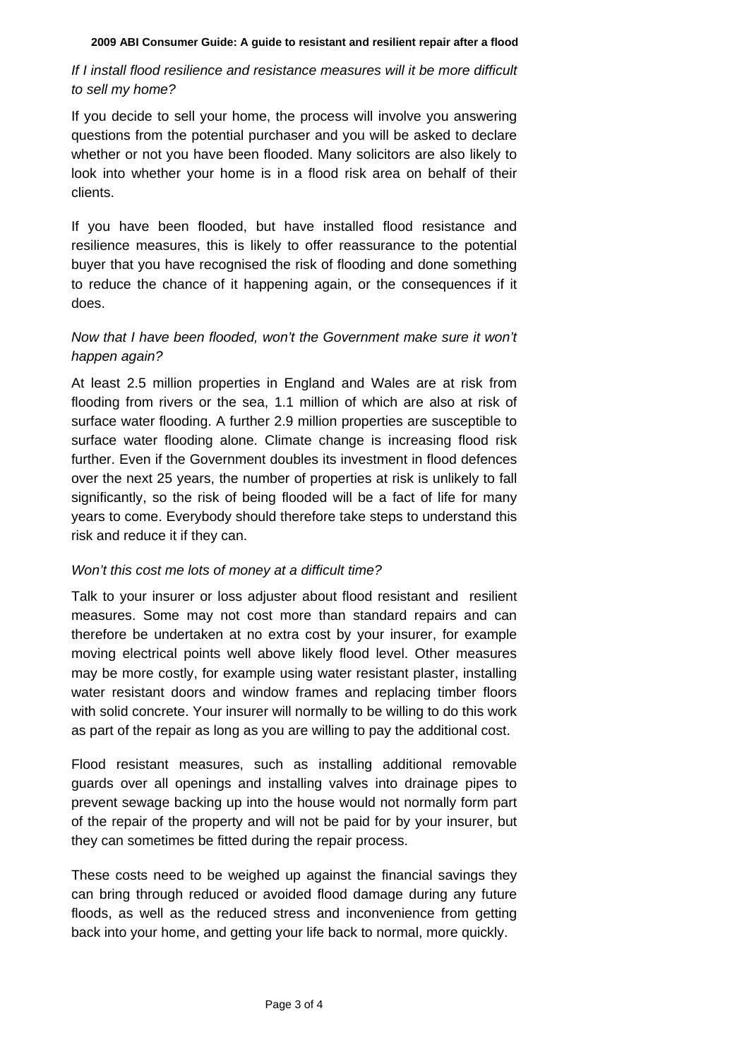*If I install flood resilience and resistance measures will it be more difficult to sell my home?*

If you decide to sell your home, the process will involve you answering questions from the potential purchaser and you will be asked to declare whether or not you have been flooded. Many solicitors are also likely to look into whether your home is in a flood risk area on behalf of their clients.

If you have been flooded, but have installed flood resistance and resilience measures, this is likely to offer reassurance to the potential buyer that you have recognised the risk of flooding and done something to reduce the chance of it happening again, or the consequences if it does.

*Now that I have been flooded, won't the Government make sure it won't happen again?*

At least 2.5 million properties in England and Wales are at risk from flooding from rivers or the sea, 1.1 million of which are also at risk of surface water flooding. A further 2.9 million properties are susceptible to surface water flooding alone. Climate change is increasing flood risk further. Even if the Government doubles its investment in flood defences over the next 25 years, the number of properties at risk is unlikely to fall significantly, so the risk of being flooded will be a fact of life for many years to come. Everybody should therefore take steps to understand this risk and reduce it if they can.

*Won't this cost me lots of money at a difficult time?*

Talk to your insurer or loss adjuster about flood resistant and resilient measures. Some may not cost more than standard repairs and can therefore be undertaken at no extra cost by your insurer, for example moving electrical points well above likely flood level. Other measures may be more costly, for example using water resistant plaster, installing water resistant doors and window frames and replacing timber floors with solid concrete. Your insurer will normally to be willing to do this work as part of the repair as long as you are willing to pay the additional cost.

Flood resistant measures, such as installing additional removable guards over all openings and installing valves into drainage pipes to prevent sewage backing up into the house would not normally form part of the repair of the property and will not be paid for by your insurer, but they can sometimes be fitted during the repair process.

These costs need to be weighed up against the financial savings they can bring through reduced or avoided flood damage during any future floods, as well as the reduced stress and inconvenience from getting back into your home, and getting your life back to normal, more quickly.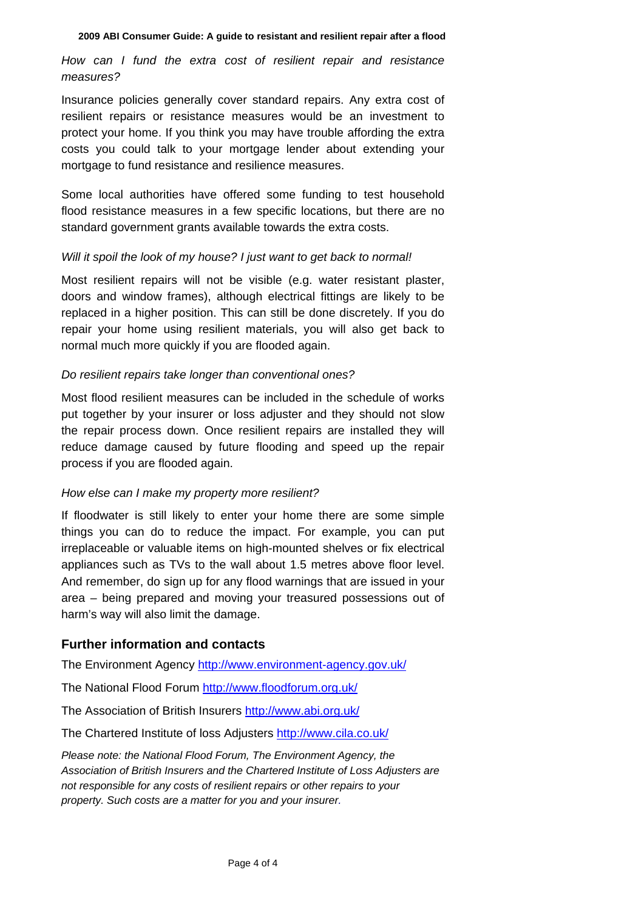*How can I fund the extra cost of resilient repair and resistance measures?*

Insurance policies generally cover standard repairs. Any extra cost of resilient repairs or resistance measures would be an investment to protect your home. If you think you may have trouble affording the extra costs you could talk to your mortgage lender about extending your mortgage to fund resistance and resilience measures.

Some local authorities have offered some funding to test household flood resistance measures in a few specific locations, but there are no standard government grants available towards the extra costs.

*Will it spoil the look of my house? I just want to get back to normal!*

Most resilient repairs will not be visible (e.g. water resistant plaster, doors and window frames), although electrical fittings are likely to be replaced in a higher position. This can still be done discretely. If you do repair your home using resilient materials, you will also get back to normal much more quickly if you are flooded again.

*Do resilient repairs take longer than conventional ones?*

Most flood resilient measures can be included in the schedule of works put together by your insurer or loss adjuster and they should not slow the repair process down. Once resilient repairs are installed they will reduce damage caused by future flooding and speed up the repair process if you are flooded again.

*How else can I make my property more resilient?*

If floodwater is still likely to enter your home there are some simple things you can do to reduce the impact. For example, you can put irreplaceable or valuable items on high-mounted shelves or fix electrical appliances such as TVs to the wall about 1.5 metres above floor level. And remember, do sign up for any flood warnings that are issued in your area – being prepared and moving your treasured possessions out of harm's way will also limit the damage.

## Further information and contacts

The Environment Agency http://www.environment-agency.gov.uk/

The National Flood Forum http://www.floodforum.org.uk/

The Association of British Insurers http://www.abi.org.uk/

The Chartered Institute of loss Adjusters http://www.cila.co.uk/

*Please note: the National Flood Forum, The Environment Agency, the Association of British Insurers and the Chartered Institute of Loss Adjusters are not responsible for any costs of resilient repairs or other repairs to your property. Such costs are a matter for you and your insurer.*